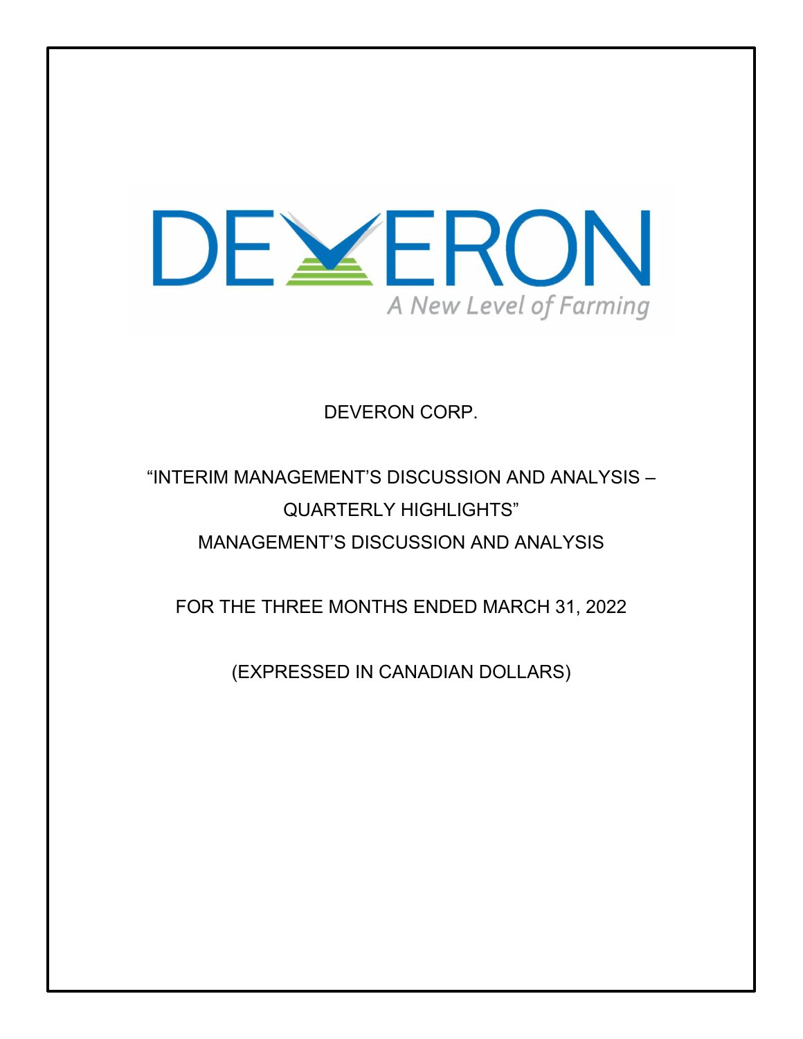DEVERON

A New Level of Farming

# DEVERON CORP.

## "INTERIM MANAGEMENT'S DISCUSSION AND ANALYSIS – QUARTERLY HIGHLIGHTS"

## MANAGEMENT'S DISCUSSION AND ANALYSIS

FOR THE THREE MONTHS ENDED MARCH 31, 2022

(EXPRESSED IN CANADIAN DOLLARS)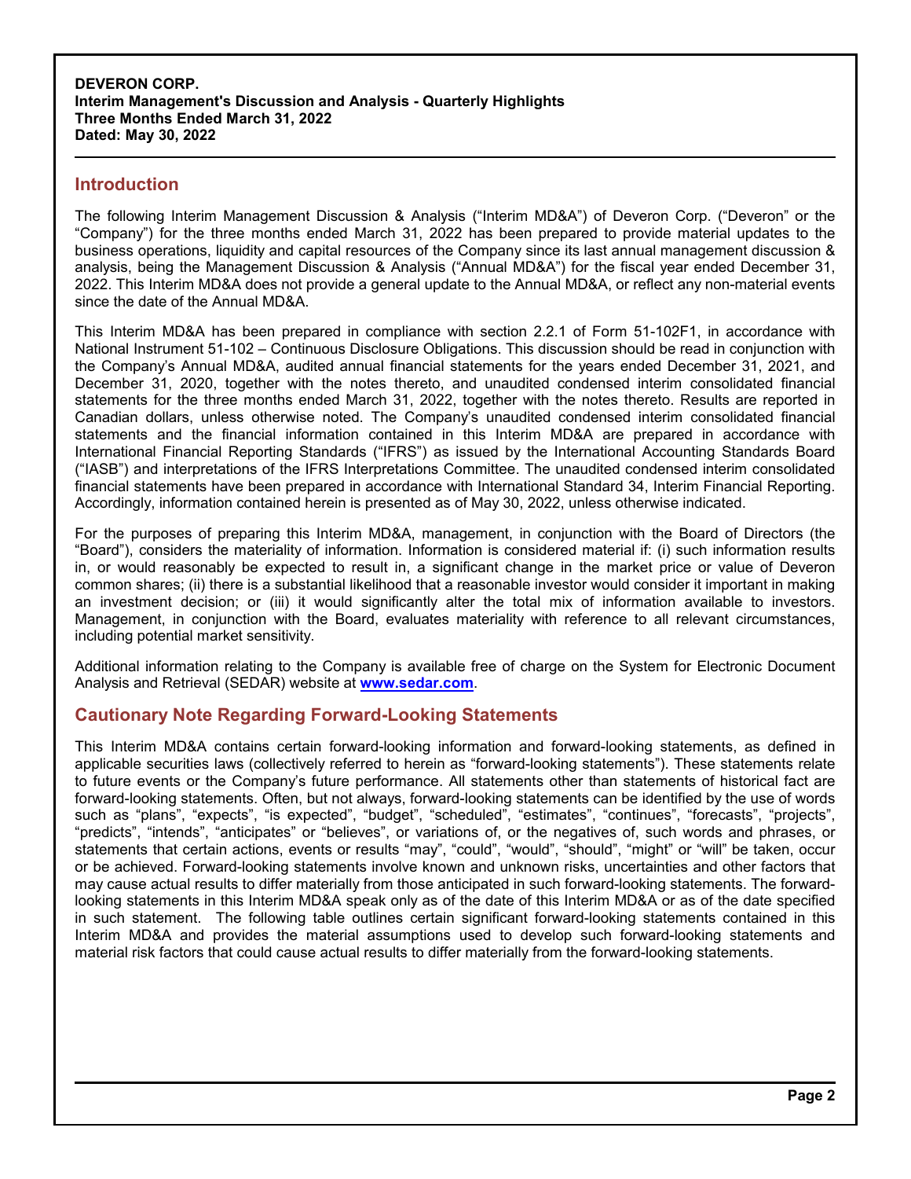**DEVERON CORP.**
**Interim Management's Discussion and Analysis - Quarterly Highlights**
**Three Months Ended March 31, 2022**
**Dated: May 30, 2022**

## Introduction

The following Interim Management Discussion & Analysis ("Interim MD&A") of Deveron Corp. ("Deveron" or the "Company") for the three months ended March 31, 2022 has been prepared to provide material updates to the business operations, liquidity and capital resources of the Company since its last annual management discussion & analysis, being the Management Discussion & Analysis ("Annual MD&A") for the fiscal year ended December 31, 2022. This Interim MD&A does not provide a general update to the Annual MD&A, or reflect any non-material events since the date of the Annual MD&A.

This Interim MD&A has been prepared in compliance with section 2.2.1 of Form 51-102F1, in accordance with National Instrument 51-102 – Continuous Disclosure Obligations. This discussion should be read in conjunction with the Company's Annual MD&A, audited annual financial statements for the years ended December 31, 2021, and December 31, 2020, together with the notes thereto, and unaudited condensed interim consolidated financial statements for the three months ended March 31, 2022, together with the notes thereto. Results are reported in Canadian dollars, unless otherwise noted. The Company's unaudited condensed interim consolidated financial statements and the financial information contained in this Interim MD&A are prepared in accordance with International Financial Reporting Standards ("IFRS") as issued by the International Accounting Standards Board ("IASB") and interpretations of the IFRS Interpretations Committee. The unaudited condensed interim consolidated financial statements have been prepared in accordance with International Standard 34, Interim Financial Reporting. Accordingly, information contained herein is presented as of May 30, 2022, unless otherwise indicated.

For the purposes of preparing this Interim MD&A, management, in conjunction with the Board of Directors (the "Board"), considers the materiality of information. Information is considered material if: (i) such information results in, or would reasonably be expected to result in, a significant change in the market price or value of Deveron common shares; (ii) there is a substantial likelihood that a reasonable investor would consider it important in making an investment decision; or (iii) it would significantly alter the total mix of information available to investors. Management, in conjunction with the Board, evaluates materiality with reference to all relevant circumstances, including potential market sensitivity.

Additional information relating to the Company is available free of charge on the System for Electronic Document Analysis and Retrieval (SEDAR) website at **www.sedar.com**.

## Cautionary Note Regarding Forward-Looking Statements

This Interim MD&A contains certain forward-looking information and forward-looking statements, as defined in applicable securities laws (collectively referred to herein as "forward-looking statements"). These statements relate to future events or the Company's future performance. All statements other than statements of historical fact are forward-looking statements. Often, but not always, forward-looking statements can be identified by the use of words such as "plans", "expects", "is expected", "budget", "scheduled", "estimates", "continues", "forecasts", "projects", "predicts", "intends", "anticipates" or "believes", or variations of, or the negatives of, such words and phrases, or statements that certain actions, events or results "may", "could", "would", "should", "might" or "will" be taken, occur or be achieved. Forward-looking statements involve known and unknown risks, uncertainties and other factors that may cause actual results to differ materially from those anticipated in such forward-looking statements. The forward-looking statements in this Interim MD&A speak only as of the date of this Interim MD&A or as of the date specified in such statement. The following table outlines certain significant forward-looking statements contained in this Interim MD&A and provides the material assumptions used to develop such forward-looking statements and material risk factors that could cause actual results to differ materially from the forward-looking statements.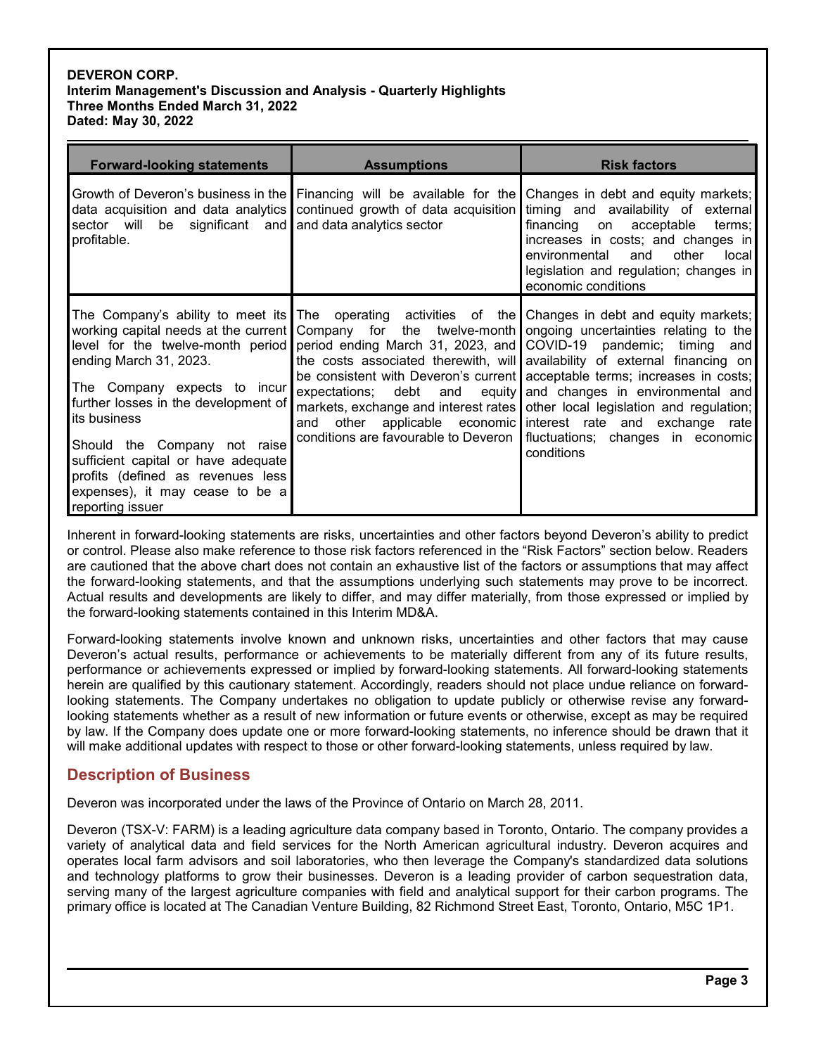| Forward-looking statements | Assumptions | Risk factors |
|---|---|---|
| Growth of Deveron's business in the data acquisition and data analytics sector will be significant and profitable. | Financing will be available for the continued growth of data acquisition and data analytics sector | Changes in debt and equity markets; timing and availability of external financing on acceptable terms; increases in costs; and changes in environmental and other local legislation and regulation; changes in economic conditions |
| The Company's ability to meet its working capital needs at the current level for the twelve-month period ending March 31, 2023.<br><br>The Company expects to incur further losses in the development of its business<br><br>Should the Company not raise sufficient capital or have adequate profits (defined as revenues less expenses), it may cease to be a reporting issuer | The operating activities of the Company for the twelve-month period ending March 31, 2023, and the costs associated therewith, will be consistent with Deveron's current expectations; debt and equity markets, exchange and interest rates and other applicable economic conditions are favourable to Deveron | Changes in debt and equity markets; ongoing uncertainties relating to the COVID-19 pandemic; timing and availability of external financing on acceptable terms; increases in costs; and changes in environmental and other local legislation and regulation; interest rate and exchange rate fluctuations; changes in economic conditions |

Inherent in forward-looking statements are risks, uncertainties and other factors beyond Deveron's ability to predict or control. Please also make reference to those risk factors referenced in the "Risk Factors" section below. Readers are cautioned that the above chart does not contain an exhaustive list of the factors or assumptions that may affect the forward-looking statements, and that the assumptions underlying such statements may prove to be incorrect. Actual results and developments are likely to differ, and may differ materially, from those expressed or implied by the forward-looking statements contained in this Interim MD&A.

Forward-looking statements involve known and unknown risks, uncertainties and other factors that may cause Deveron's actual results, performance or achievements to be materially different from any of its future results, performance or achievements expressed or implied by forward-looking statements. All forward-looking statements herein are qualified by this cautionary statement. Accordingly, readers should not place undue reliance on forward-looking statements. The Company undertakes no obligation to update publicly or otherwise revise any forward-looking statements whether as a result of new information or future events or otherwise, except as may be required by law. If the Company does update one or more forward-looking statements, no inference should be drawn that it will make additional updates with respect to those or other forward-looking statements, unless required by law.

## Description of Business

Deveron was incorporated under the laws of the Province of Ontario on March 28, 2011.

Deveron (TSX-V: FARM) is a leading agriculture data company based in Toronto, Ontario. The company provides a variety of analytical data and field services for the North American agricultural industry. Deveron acquires and operates local farm advisors and soil laboratories, who then leverage the Company's standardized data solutions and technology platforms to grow their businesses. Deveron is a leading provider of carbon sequestration data, serving many of the largest agriculture companies with field and analytical support for their carbon programs. The primary office is located at The Canadian Venture Building, 82 Richmond Street East, Toronto, Ontario, M5C 1P1.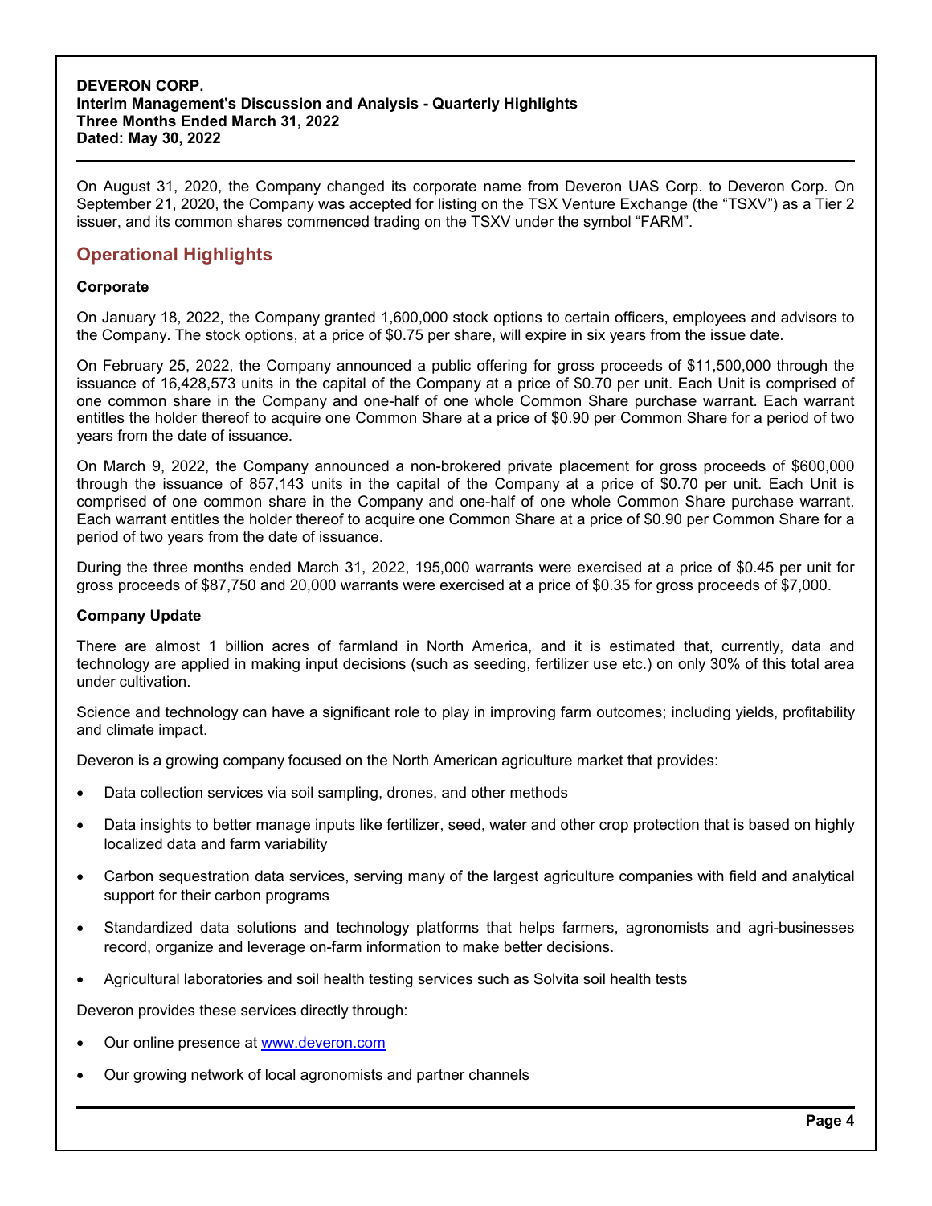On August 31, 2020, the Company changed its corporate name from Deveron UAS Corp. to Deveron Corp. On September 21, 2020, the Company was accepted for listing on the TSX Venture Exchange (the "TSXV") as a Tier 2 issuer, and its common shares commenced trading on the TSXV under the symbol "FARM".

## Operational Highlights

### Corporate

On January 18, 2022, the Company granted 1,600,000 stock options to certain officers, employees and advisors to the Company. The stock options, at a price of $0.75 per share, will expire in six years from the issue date.

On February 25, 2022, the Company announced a public offering for gross proceeds of $11,500,000 through the issuance of 16,428,573 units in the capital of the Company at a price of $0.70 per unit. Each Unit is comprised of one common share in the Company and one-half of one whole Common Share purchase warrant. Each warrant entitles the holder thereof to acquire one Common Share at a price of $0.90 per Common Share for a period of two years from the date of issuance.

On March 9, 2022, the Company announced a non-brokered private placement for gross proceeds of $600,000 through the issuance of 857,143 units in the capital of the Company at a price of $0.70 per unit. Each Unit is comprised of one common share in the Company and one-half of one whole Common Share purchase warrant. Each warrant entitles the holder thereof to acquire one Common Share at a price of $0.90 per Common Share for a period of two years from the date of issuance.

During the three months ended March 31, 2022, 195,000 warrants were exercised at a price of $0.45 per unit for gross proceeds of $87,750 and 20,000 warrants were exercised at a price of $0.35 for gross proceeds of $7,000.

### Company Update

There are almost 1 billion acres of farmland in North America, and it is estimated that, currently, data and technology are applied in making input decisions (such as seeding, fertilizer use etc.) on only 30% of this total area under cultivation.

Science and technology can have a significant role to play in improving farm outcomes; including yields, profitability and climate impact.

Deveron is a growing company focused on the North American agriculture market that provides:

- Data collection services via soil sampling, drones, and other methods
- Data insights to better manage inputs like fertilizer, seed, water and other crop protection that is based on highly localized data and farm variability
- Carbon sequestration data services, serving many of the largest agriculture companies with field and analytical support for their carbon programs
- Standardized data solutions and technology platforms that helps farmers, agronomists and agri-businesses record, organize and leverage on-farm information to make better decisions.
- Agricultural laboratories and soil health testing services such as Solvita soil health tests

Deveron provides these services directly through:

- Our online presence at [www.deveron.com](http://www.deveron.com)
- Our growing network of local agronomists and partner channels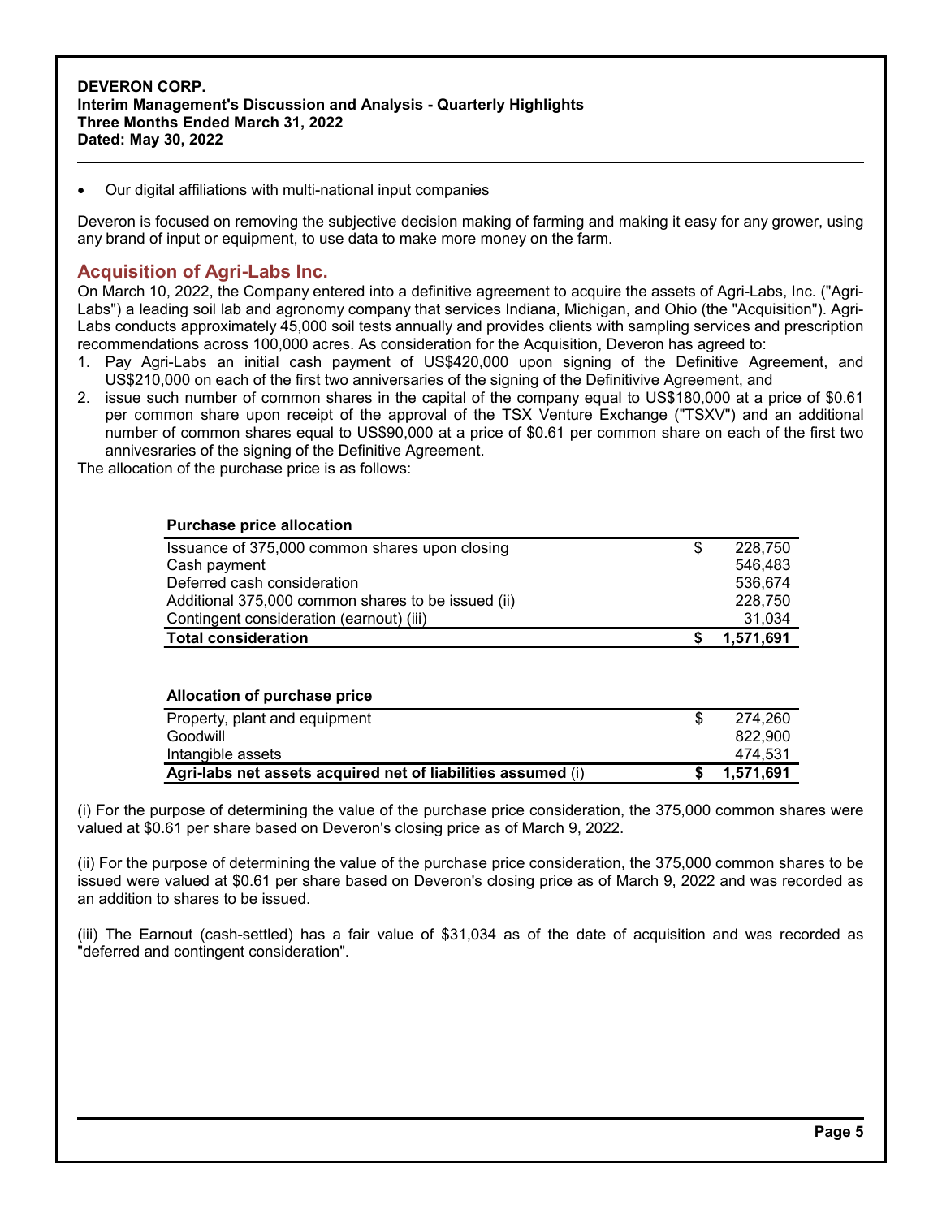- Our digital affiliations with multi-national input companies

Deveron is focused on removing the subjective decision making of farming and making it easy for any grower, using any brand of input or equipment, to use data to make more money on the farm.

## Acquisition of Agri-Labs Inc.

On March 10, 2022, the Company entered into a definitive agreement to acquire the assets of Agri-Labs, Inc. ("Agri-Labs") a leading soil lab and agronomy company that services Indiana, Michigan, and Ohio (the "Acquisition"). Agri-Labs conducts approximately 45,000 soil tests annually and provides clients with sampling services and prescription recommendations across 100,000 acres. As consideration for the Acquisition, Deveron has agreed to:

1. Pay Agri-Labs an initial cash payment of US$420,000 upon signing of the Definitive Agreement, and US$210,000 on each of the first two anniversaries of the signing of the Definitivive Agreement, and
2. issue such number of common shares in the capital of the company equal to US$180,000 at a price of $0.61 per common share upon receipt of the approval of the TSX Venture Exchange ("TSXV") and an additional number of common shares equal to US$90,000 at a price of $0.61 per common share on each of the first two annivesraries of the signing of the Definitive Agreement.

The allocation of the purchase price is as follows:

| **Purchase price allocation** | | |
|---|---|---|
| Issuance of 375,000 common shares upon closing | $ | 228,750 |
| Cash payment | | 546,483 |
| Deferred cash consideration | | 536,674 |
| Additional 375,000 common shares to be issued (ii) | | 228,750 |
| Contingent consideration (earnout) (iii) | | 31,034 |
| **Total consideration** | **$** | **1,571,691** |

| **Allocation of purchase price** | | |
|---|---|---|
| Property, plant and equipment | $ | 274,260 |
| Goodwill | | 822,900 |
| Intangible assets | | 474,531 |
| **Agri-labs net assets acquired net of liabilities assumed** (i) | **$** | **1,571,691** |

(i) For the purpose of determining the value of the purchase price consideration, the 375,000 common shares were valued at $0.61 per share based on Deveron's closing price as of March 9, 2022.

(ii) For the purpose of determining the value of the purchase price consideration, the 375,000 common shares to be issued were valued at $0.61 per share based on Deveron's closing price as of March 9, 2022 and was recorded as an addition to shares to be issued.

(iii) The Earnout (cash-settled) has a fair value of $31,034 as of the date of acquisition and was recorded as "deferred and contingent consideration".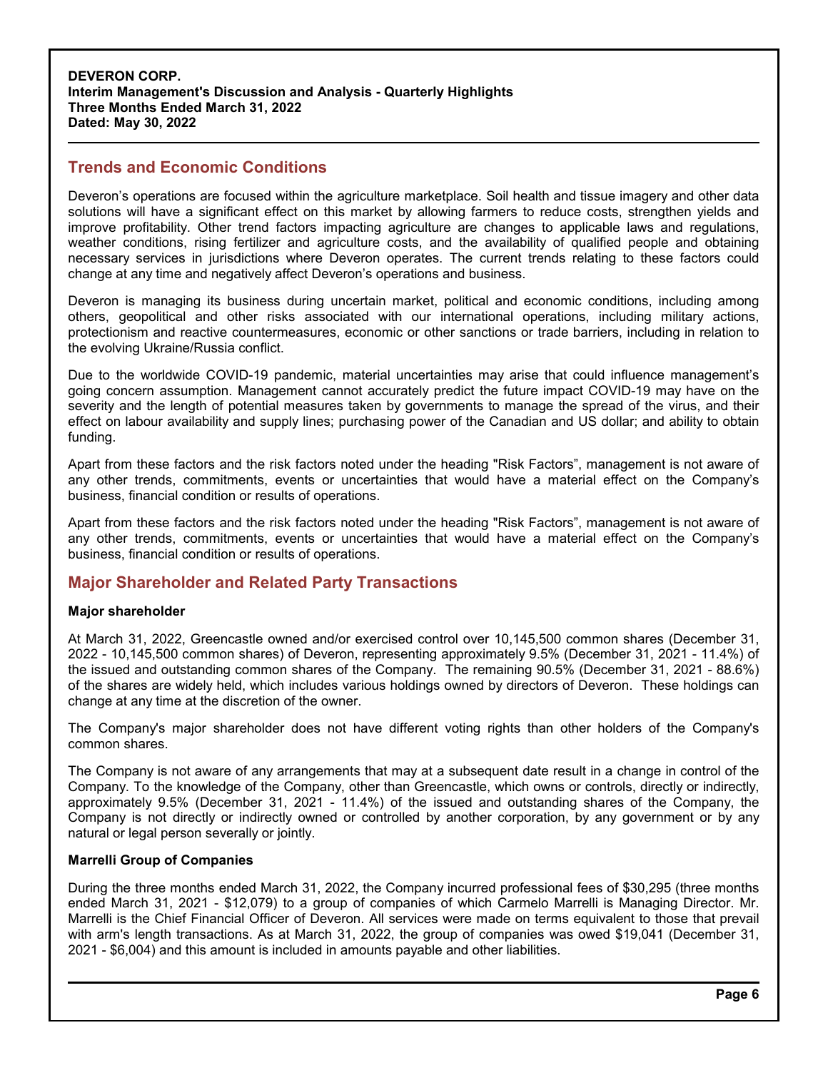## Trends and Economic Conditions

Deveron's operations are focused within the agriculture marketplace. Soil health and tissue imagery and other data solutions will have a significant effect on this market by allowing farmers to reduce costs, strengthen yields and improve profitability. Other trend factors impacting agriculture are changes to applicable laws and regulations, weather conditions, rising fertilizer and agriculture costs, and the availability of qualified people and obtaining necessary services in jurisdictions where Deveron operates. The current trends relating to these factors could change at any time and negatively affect Deveron's operations and business.

Deveron is managing its business during uncertain market, political and economic conditions, including among others, geopolitical and other risks associated with our international operations, including military actions, protectionism and reactive countermeasures, economic or other sanctions or trade barriers, including in relation to the evolving Ukraine/Russia conflict.

Due to the worldwide COVID-19 pandemic, material uncertainties may arise that could influence management's going concern assumption. Management cannot accurately predict the future impact COVID-19 may have on the severity and the length of potential measures taken by governments to manage the spread of the virus, and their effect on labour availability and supply lines; purchasing power of the Canadian and US dollar; and ability to obtain funding.

Apart from these factors and the risk factors noted under the heading "Risk Factors", management is not aware of any other trends, commitments, events or uncertainties that would have a material effect on the Company's business, financial condition or results of operations.

Apart from these factors and the risk factors noted under the heading "Risk Factors", management is not aware of any other trends, commitments, events or uncertainties that would have a material effect on the Company's business, financial condition or results of operations.

## Major Shareholder and Related Party Transactions

**Major shareholder**

At March 31, 2022, Greencastle owned and/or exercised control over 10,145,500 common shares (December 31, 2022 - 10,145,500 common shares) of Deveron, representing approximately 9.5% (December 31, 2021 - 11.4%) of the issued and outstanding common shares of the Company. The remaining 90.5% (December 31, 2021 - 88.6%) of the shares are widely held, which includes various holdings owned by directors of Deveron. These holdings can change at any time at the discretion of the owner.

The Company's major shareholder does not have different voting rights than other holders of the Company's common shares.

The Company is not aware of any arrangements that may at a subsequent date result in a change in control of the Company. To the knowledge of the Company, other than Greencastle, which owns or controls, directly or indirectly, approximately 9.5% (December 31, 2021 - 11.4%) of the issued and outstanding shares of the Company, the Company is not directly or indirectly owned or controlled by another corporation, by any government or by any natural or legal person severally or jointly.

**Marrelli Group of Companies**

During the three months ended March 31, 2022, the Company incurred professional fees of $30,295 (three months ended March 31, 2021 - $12,079) to a group of companies of which Carmelo Marrelli is Managing Director. Mr. Marrelli is the Chief Financial Officer of Deveron. All services were made on terms equivalent to those that prevail with arm's length transactions. As at March 31, 2022, the group of companies was owed $19,041 (December 31, 2021 - $6,004) and this amount is included in amounts payable and other liabilities.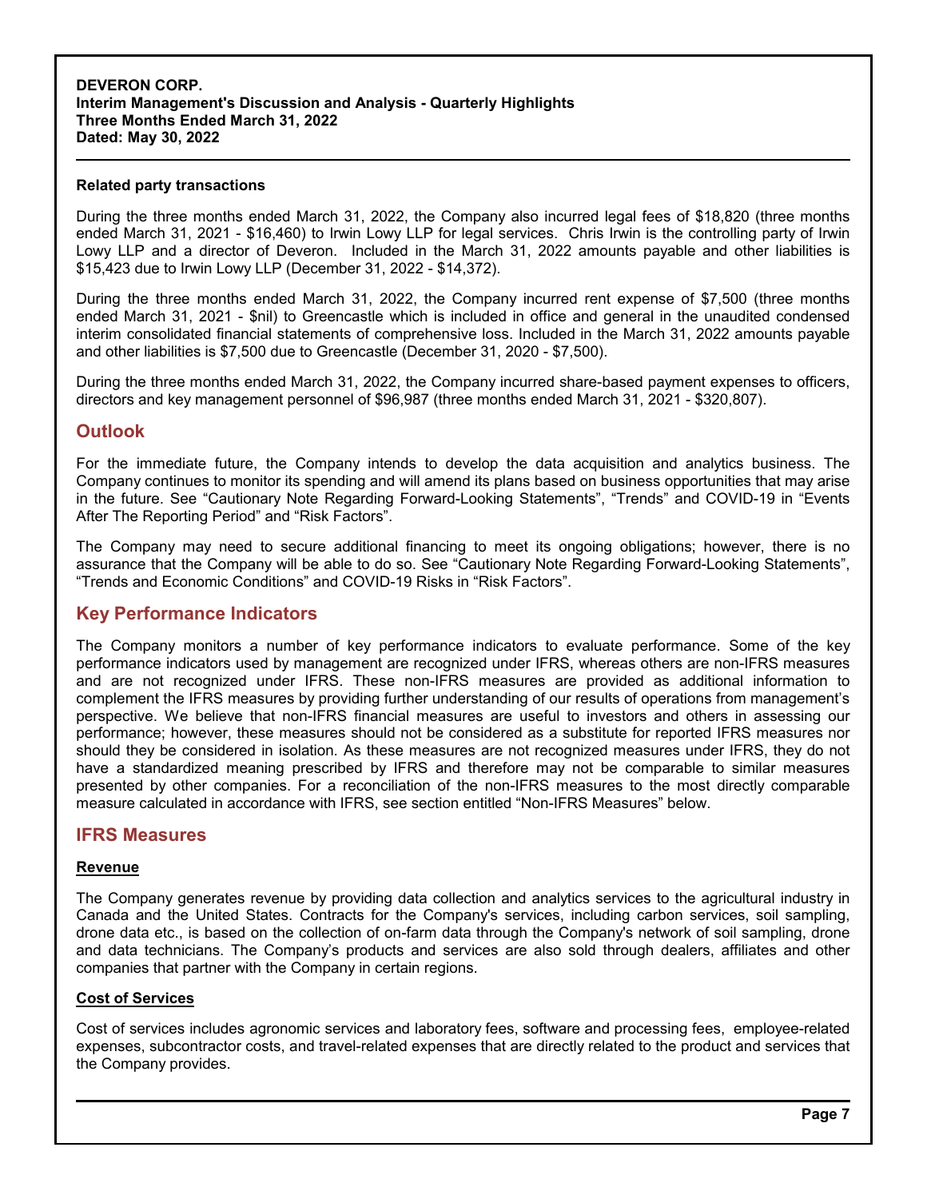**Related party transactions**

During the three months ended March 31, 2022, the Company also incurred legal fees of $18,820 (three months ended March 31, 2021 - $16,460) to Irwin Lowy LLP for legal services. Chris Irwin is the controlling party of Irwin Lowy LLP and a director of Deveron. Included in the March 31, 2022 amounts payable and other liabilities is $15,423 due to Irwin Lowy LLP (December 31, 2022 - $14,372).

During the three months ended March 31, 2022, the Company incurred rent expense of $7,500 (three months ended March 31, 2021 - $nil) to Greencastle which is included in office and general in the unaudited condensed interim consolidated financial statements of comprehensive loss. Included in the March 31, 2022 amounts payable and other liabilities is $7,500 due to Greencastle (December 31, 2020 - $7,500).

During the three months ended March 31, 2022, the Company incurred share-based payment expenses to officers, directors and key management personnel of $96,987 (three months ended March 31, 2021 - $320,807).

## Outlook

For the immediate future, the Company intends to develop the data acquisition and analytics business. The Company continues to monitor its spending and will amend its plans based on business opportunities that may arise in the future. See "Cautionary Note Regarding Forward-Looking Statements", "Trends" and COVID-19 in "Events After The Reporting Period" and "Risk Factors".

The Company may need to secure additional financing to meet its ongoing obligations; however, there is no assurance that the Company will be able to do so. See "Cautionary Note Regarding Forward-Looking Statements", "Trends and Economic Conditions" and COVID-19 Risks in "Risk Factors".

## Key Performance Indicators

The Company monitors a number of key performance indicators to evaluate performance. Some of the key performance indicators used by management are recognized under IFRS, whereas others are non-IFRS measures and are not recognized under IFRS. These non-IFRS measures are provided as additional information to complement the IFRS measures by providing further understanding of our results of operations from management's perspective. We believe that non-IFRS financial measures are useful to investors and others in assessing our performance; however, these measures should not be considered as a substitute for reported IFRS measures nor should they be considered in isolation. As these measures are not recognized measures under IFRS, they do not have a standardized meaning prescribed by IFRS and therefore may not be comparable to similar measures presented by other companies. For a reconciliation of the non-IFRS measures to the most directly comparable measure calculated in accordance with IFRS, see section entitled "Non-IFRS Measures" below.

## IFRS Measures

### Revenue

The Company generates revenue by providing data collection and analytics services to the agricultural industry in Canada and the United States. Contracts for the Company's services, including carbon services, soil sampling, drone data etc., is based on the collection of on-farm data through the Company's network of soil sampling, drone and data technicians. The Company's products and services are also sold through dealers, affiliates and other companies that partner with the Company in certain regions.

### Cost of Services

Cost of services includes agronomic services and laboratory fees, software and processing fees, employee-related expenses, subcontractor costs, and travel-related expenses that are directly related to the product and services that the Company provides.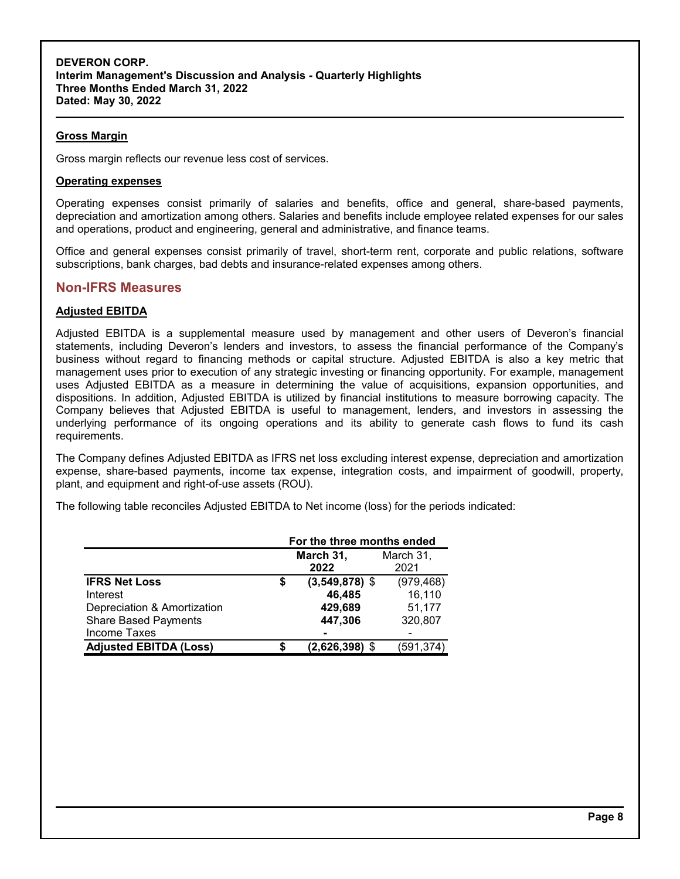### Gross Margin

Gross margin reflects our revenue less cost of services.

### Operating expenses

Operating expenses consist primarily of salaries and benefits, office and general, share-based payments, depreciation and amortization among others. Salaries and benefits include employee related expenses for our sales and operations, product and engineering, general and administrative, and finance teams.

Office and general expenses consist primarily of travel, short-term rent, corporate and public relations, software subscriptions, bank charges, bad debts and insurance-related expenses among others.

## Non-IFRS Measures

### Adjusted EBITDA

Adjusted EBITDA is a supplemental measure used by management and other users of Deveron's financial statements, including Deveron's lenders and investors, to assess the financial performance of the Company's business without regard to financing methods or capital structure. Adjusted EBITDA is also a key metric that management uses prior to execution of any strategic investing or financing opportunity. For example, management uses Adjusted EBITDA as a measure in determining the value of acquisitions, expansion opportunities, and dispositions. In addition, Adjusted EBITDA is utilized by financial institutions to measure borrowing capacity. The Company believes that Adjusted EBITDA is useful to management, lenders, and investors in assessing the underlying performance of its ongoing operations and its ability to generate cash flows to fund its cash requirements.

The Company defines Adjusted EBITDA as IFRS net loss excluding interest expense, depreciation and amortization expense, share-based payments, income tax expense, integration costs, and impairment of goodwill, property, plant, and equipment and right-of-use assets (ROU).

The following table reconciles Adjusted EBITDA to Net income (loss) for the periods indicated:

| | For the three months ended | |
|---|---|---|
| | **March 31, 2022** | March 31, 2021 |
| **IFRS Net Loss** | **$ (3,549,878)** | $ (979,468) |
| Interest | **46,485** | 16,110 |
| Depreciation & Amortization | **429,689** | 51,177 |
| Share Based Payments | **447,306** | 320,807 |
| Income Taxes | **-** | - |
| **Adjusted EBITDA (Loss)** | **$ (2,626,398)** | $ (591,374) |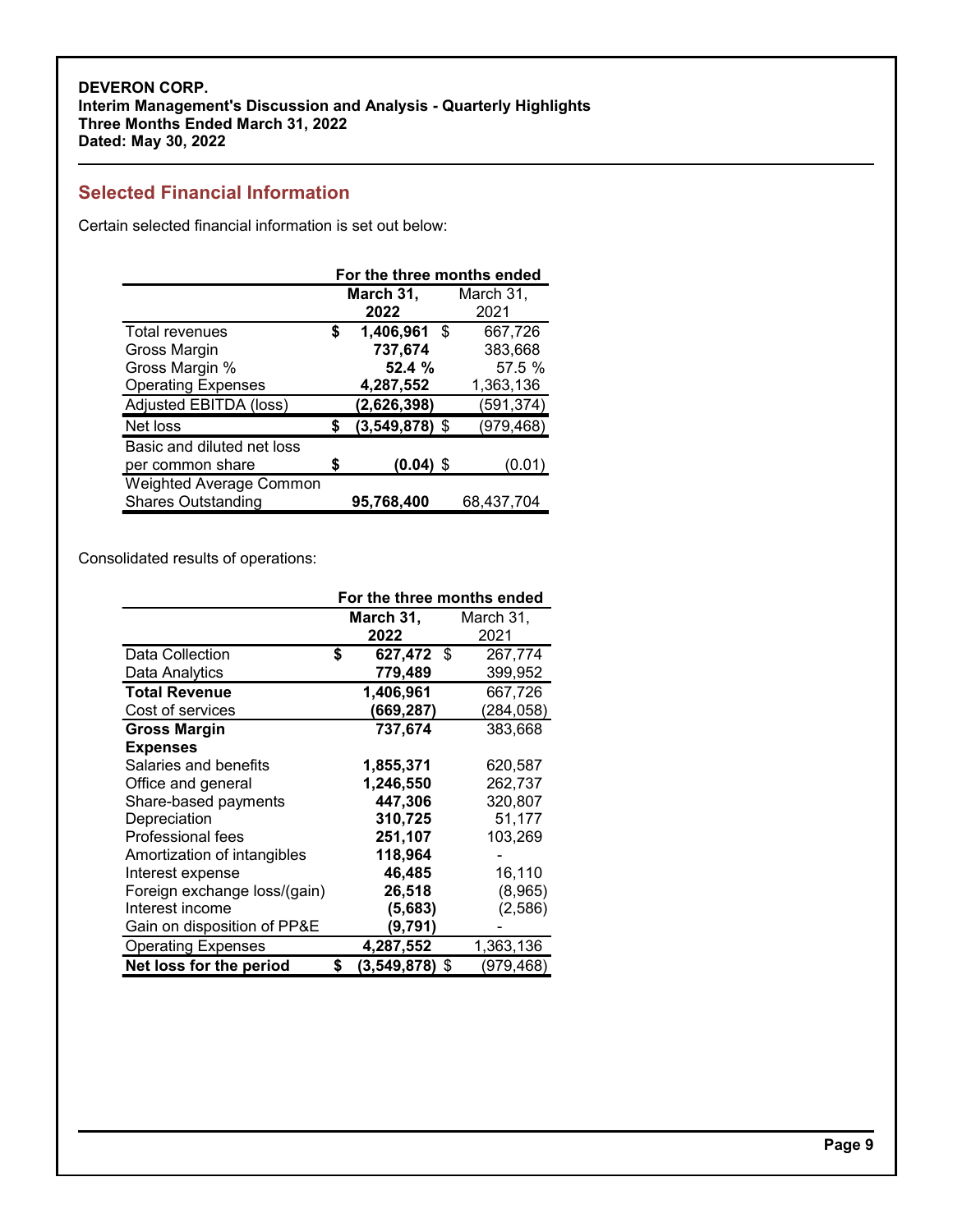## Selected Financial Information

Certain selected financial information is set out below:

| | For the three months ended | |
|---|---|---|
| | **March 31, 2022** | March 31, 2021 |
| Total revenues | **$ 1,406,961** | $ 667,726 |
| Gross Margin | **737,674** | 383,668 |
| Gross Margin % | **52.4 %** | 57.5 % |
| Operating Expenses | **4,287,552** | 1,363,136 |
| Adjusted EBITDA (loss) | **(2,626,398)** | (591,374) |
| Net loss | **$ (3,549,878)** | $ (979,468) |
| Basic and diluted net loss per common share | **$ (0.04)** | $ (0.01) |
| Weighted Average Common Shares Outstanding | **95,768,400** | 68,437,704 |

Consolidated results of operations:

| | For the three months ended | |
|---|---|---|
| | **March 31, 2022** | March 31, 2021 |
| Data Collection | **$ 627,472** | $ 267,774 |
| Data Analytics | **779,489** | 399,952 |
| **Total Revenue** | **1,406,961** | 667,726 |
| Cost of services | **(669,287)** | (284,058) |
| **Gross Margin** | **737,674** | 383,668 |
| **Expenses** | | |
| Salaries and benefits | **1,855,371** | 620,587 |
| Office and general | **1,246,550** | 262,737 |
| Share-based payments | **447,306** | 320,807 |
| Depreciation | **310,725** | 51,177 |
| Professional fees | **251,107** | 103,269 |
| Amortization of intangibles | **118,964** | - |
| Interest expense | **46,485** | 16,110 |
| Foreign exchange loss/(gain) | **26,518** | (8,965) |
| Interest income | **(5,683)** | (2,586) |
| Gain on disposition of PP&E | **(9,791)** | - |
| Operating Expenses | **4,287,552** | 1,363,136 |
| **Net loss for the period** | **$ (3,549,878)** | $ (979,468) |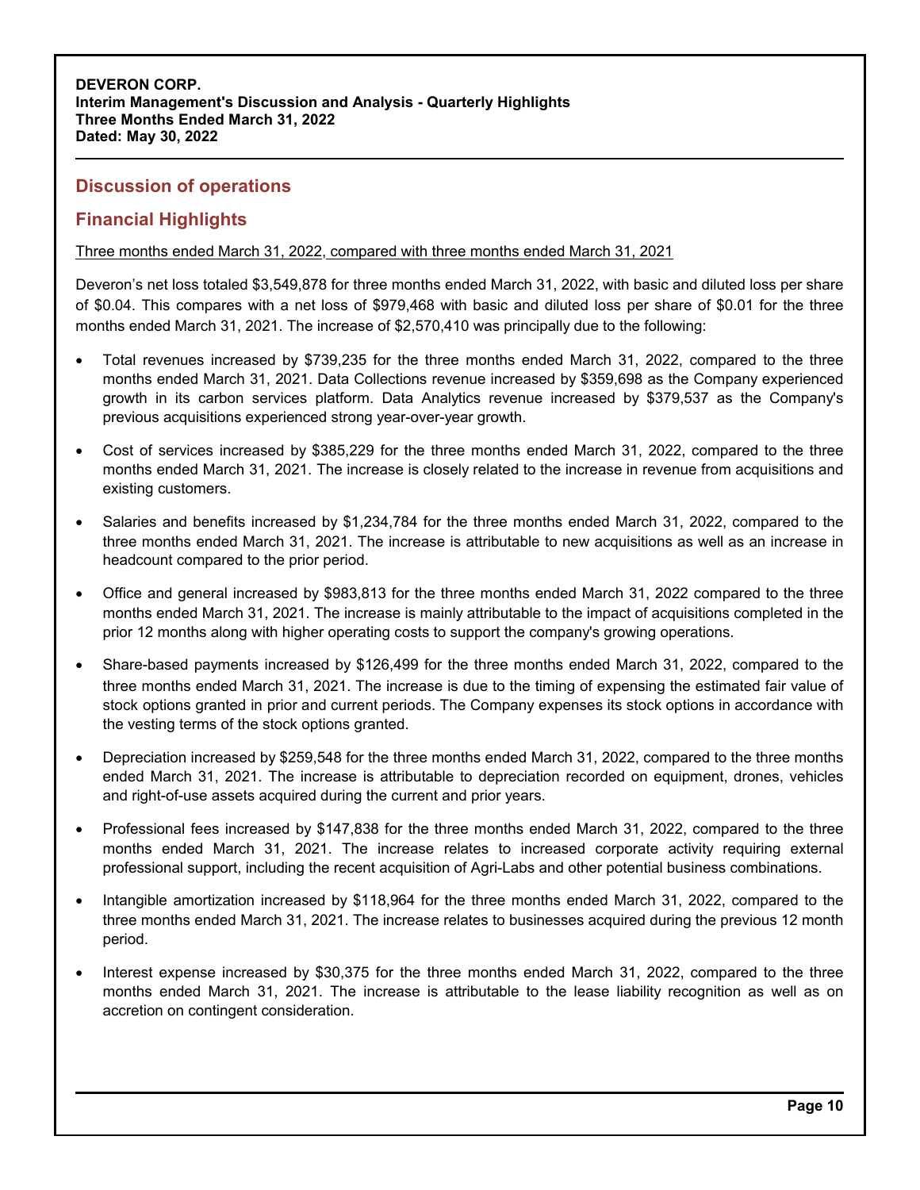## Discussion of operations

## Financial Highlights

Three months ended March 31, 2022, compared with three months ended March 31, 2021

Deveron's net loss totaled $3,549,878 for three months ended March 31, 2022, with basic and diluted loss per share of $0.04. This compares with a net loss of $979,468 with basic and diluted loss per share of $0.01 for the three months ended March 31, 2021. The increase of $2,570,410 was principally due to the following:

- Total revenues increased by $739,235 for the three months ended March 31, 2022, compared to the three months ended March 31, 2021. Data Collections revenue increased by $359,698 as the Company experienced growth in its carbon services platform. Data Analytics revenue increased by $379,537 as the Company's previous acquisitions experienced strong year-over-year growth.
- Cost of services increased by $385,229 for the three months ended March 31, 2022, compared to the three months ended March 31, 2021. The increase is closely related to the increase in revenue from acquisitions and existing customers.
- Salaries and benefits increased by $1,234,784 for the three months ended March 31, 2022, compared to the three months ended March 31, 2021. The increase is attributable to new acquisitions as well as an increase in headcount compared to the prior period.
- Office and general increased by $983,813 for the three months ended March 31, 2022 compared to the three months ended March 31, 2021. The increase is mainly attributable to the impact of acquisitions completed in the prior 12 months along with higher operating costs to support the company's growing operations.
- Share-based payments increased by $126,499 for the three months ended March 31, 2022, compared to the three months ended March 31, 2021. The increase is due to the timing of expensing the estimated fair value of stock options granted in prior and current periods. The Company expenses its stock options in accordance with the vesting terms of the stock options granted.
- Depreciation increased by $259,548 for the three months ended March 31, 2022, compared to the three months ended March 31, 2021. The increase is attributable to depreciation recorded on equipment, drones, vehicles and right-of-use assets acquired during the current and prior years.
- Professional fees increased by $147,838 for the three months ended March 31, 2022, compared to the three months ended March 31, 2021. The increase relates to increased corporate activity requiring external professional support, including the recent acquisition of Agri-Labs and other potential business combinations.
- Intangible amortization increased by $118,964 for the three months ended March 31, 2022, compared to the three months ended March 31, 2021. The increase relates to businesses acquired during the previous 12 month period.
- Interest expense increased by $30,375 for the three months ended March 31, 2022, compared to the three months ended March 31, 2021. The increase is attributable to the lease liability recognition as well as on accretion on contingent consideration.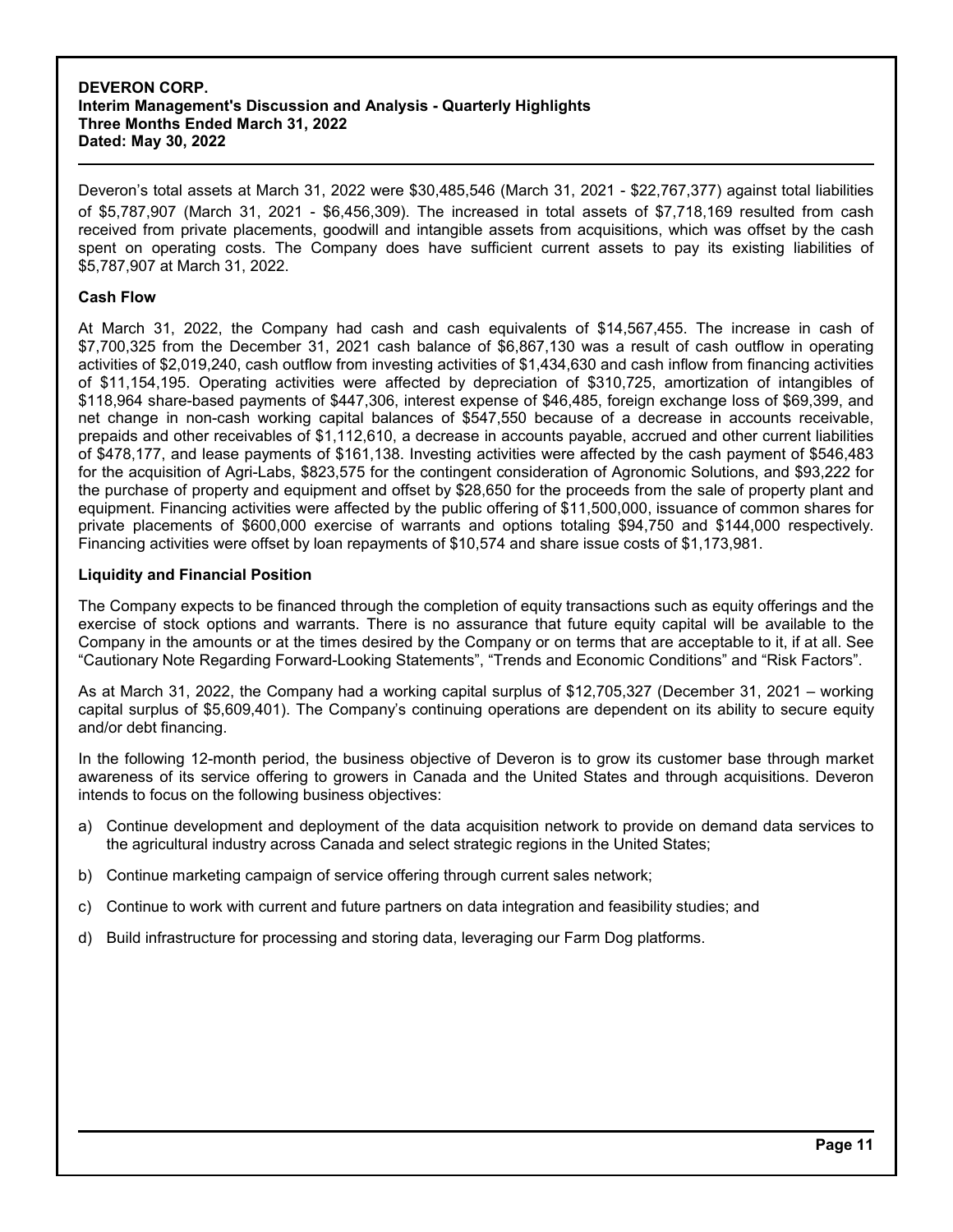Deveron's total assets at March 31, 2022 were $30,485,546 (March 31, 2021 - $22,767,377) against total liabilities of $5,787,907 (March 31, 2021 - $6,456,309). The increased in total assets of $7,718,169 resulted from cash received from private placements, goodwill and intangible assets from acquisitions, which was offset by the cash spent on operating costs. The Company does have sufficient current assets to pay its existing liabilities of $5,787,907 at March 31, 2022.

### Cash Flow

At March 31, 2022, the Company had cash and cash equivalents of $14,567,455. The increase in cash of $7,700,325 from the December 31, 2021 cash balance of $6,867,130 was a result of cash outflow in operating activities of $2,019,240, cash outflow from investing activities of $1,434,630 and cash inflow from financing activities of $11,154,195. Operating activities were affected by depreciation of $310,725, amortization of intangibles of $118,964 share-based payments of $447,306, interest expense of $46,485, foreign exchange loss of $69,399, and net change in non-cash working capital balances of $547,550 because of a decrease in accounts receivable, prepaids and other receivables of $1,112,610, a decrease in accounts payable, accrued and other current liabilities of $478,177, and lease payments of $161,138. Investing activities were affected by the cash payment of $546,483 for the acquisition of Agri-Labs, $823,575 for the contingent consideration of Agronomic Solutions, and $93,222 for the purchase of property and equipment and offset by $28,650 for the proceeds from the sale of property plant and equipment. Financing activities were affected by the public offering of $11,500,000, issuance of common shares for private placements of $600,000 exercise of warrants and options totaling $94,750 and $144,000 respectively. Financing activities were offset by loan repayments of $10,574 and share issue costs of $1,173,981.

### Liquidity and Financial Position

The Company expects to be financed through the completion of equity transactions such as equity offerings and the exercise of stock options and warrants. There is no assurance that future equity capital will be available to the Company in the amounts or at the times desired by the Company or on terms that are acceptable to it, if at all. See "Cautionary Note Regarding Forward-Looking Statements", "Trends and Economic Conditions" and "Risk Factors".

As at March 31, 2022, the Company had a working capital surplus of $12,705,327 (December 31, 2021 – working capital surplus of $5,609,401). The Company's continuing operations are dependent on its ability to secure equity and/or debt financing.

In the following 12-month period, the business objective of Deveron is to grow its customer base through market awareness of its service offering to growers in Canada and the United States and through acquisitions. Deveron intends to focus on the following business objectives:

a) Continue development and deployment of the data acquisition network to provide on demand data services to the agricultural industry across Canada and select strategic regions in the United States;

b) Continue marketing campaign of service offering through current sales network;

c) Continue to work with current and future partners on data integration and feasibility studies; and

d) Build infrastructure for processing and storing data, leveraging our Farm Dog platforms.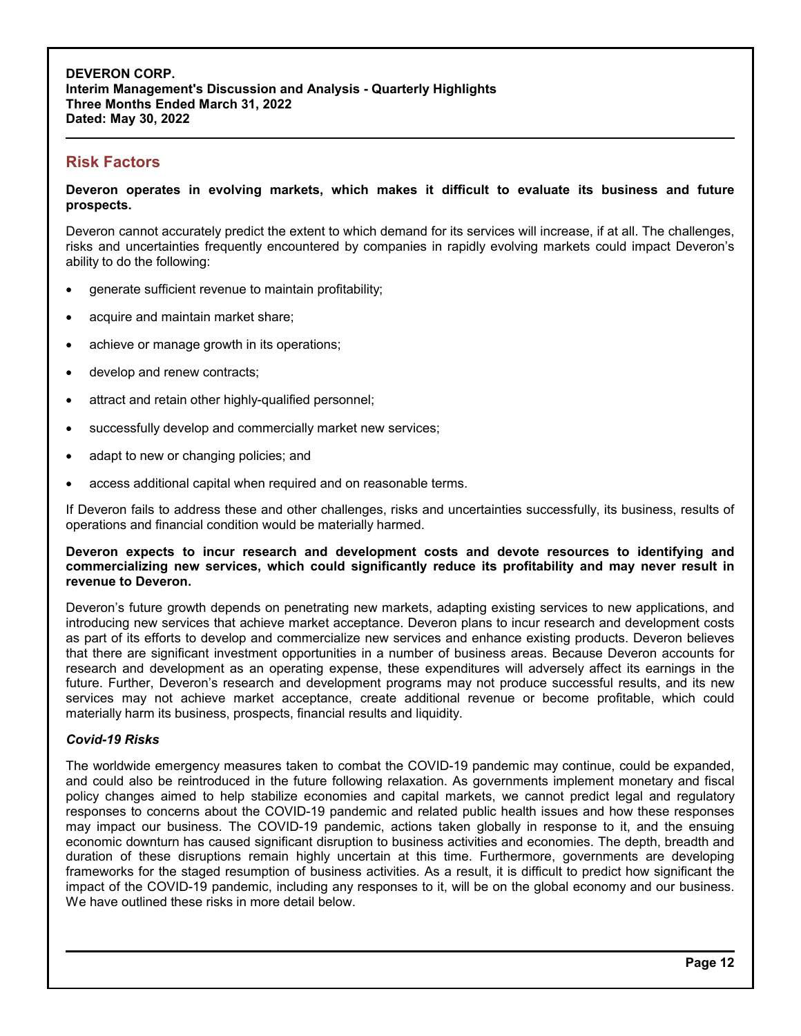## Risk Factors

**Deveron operates in evolving markets, which makes it difficult to evaluate its business and future prospects.**

Deveron cannot accurately predict the extent to which demand for its services will increase, if at all. The challenges, risks and uncertainties frequently encountered by companies in rapidly evolving markets could impact Deveron's ability to do the following:

- generate sufficient revenue to maintain profitability;
- acquire and maintain market share;
- achieve or manage growth in its operations;
- develop and renew contracts;
- attract and retain other highly-qualified personnel;
- successfully develop and commercially market new services;
- adapt to new or changing policies; and
- access additional capital when required and on reasonable terms.

If Deveron fails to address these and other challenges, risks and uncertainties successfully, its business, results of operations and financial condition would be materially harmed.

**Deveron expects to incur research and development costs and devote resources to identifying and commercializing new services, which could significantly reduce its profitability and may never result in revenue to Deveron.**

Deveron's future growth depends on penetrating new markets, adapting existing services to new applications, and introducing new services that achieve market acceptance. Deveron plans to incur research and development costs as part of its efforts to develop and commercialize new services and enhance existing products. Deveron believes that there are significant investment opportunities in a number of business areas. Because Deveron accounts for research and development as an operating expense, these expenditures will adversely affect its earnings in the future. Further, Deveron's research and development programs may not produce successful results, and its new services may not achieve market acceptance, create additional revenue or become profitable, which could materially harm its business, prospects, financial results and liquidity.

***Covid-19 Risks***

The worldwide emergency measures taken to combat the COVID-19 pandemic may continue, could be expanded, and could also be reintroduced in the future following relaxation. As governments implement monetary and fiscal policy changes aimed to help stabilize economies and capital markets, we cannot predict legal and regulatory responses to concerns about the COVID-19 pandemic and related public health issues and how these responses may impact our business. The COVID-19 pandemic, actions taken globally in response to it, and the ensuing economic downturn has caused significant disruption to business activities and economies. The depth, breadth and duration of these disruptions remain highly uncertain at this time. Furthermore, governments are developing frameworks for the staged resumption of business activities. As a result, it is difficult to predict how significant the impact of the COVID-19 pandemic, including any responses to it, will be on the global economy and our business. We have outlined these risks in more detail below.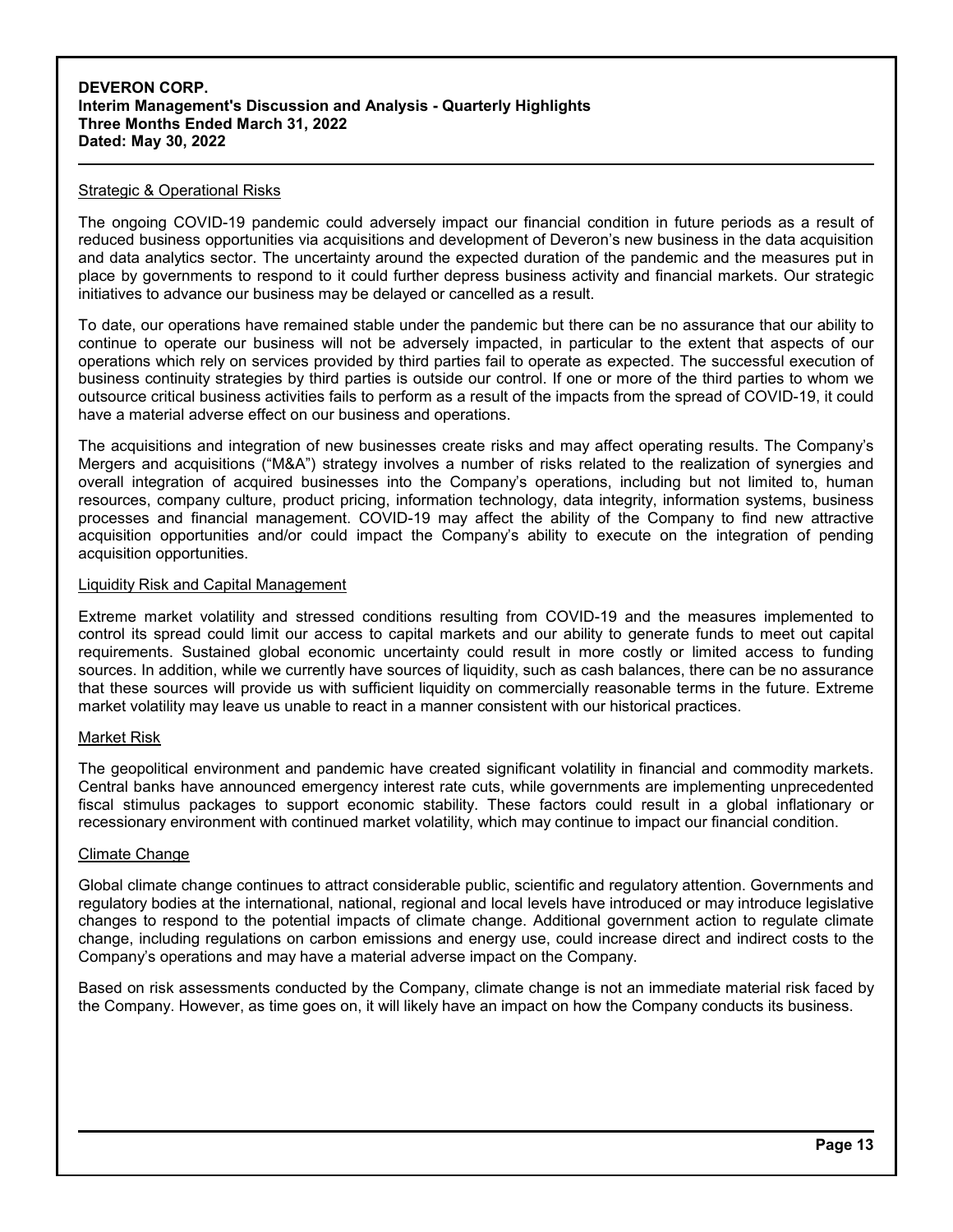### Strategic & Operational Risks

The ongoing COVID-19 pandemic could adversely impact our financial condition in future periods as a result of reduced business opportunities via acquisitions and development of Deveron's new business in the data acquisition and data analytics sector. The uncertainty around the expected duration of the pandemic and the measures put in place by governments to respond to it could further depress business activity and financial markets. Our strategic initiatives to advance our business may be delayed or cancelled as a result.

To date, our operations have remained stable under the pandemic but there can be no assurance that our ability to continue to operate our business will not be adversely impacted, in particular to the extent that aspects of our operations which rely on services provided by third parties fail to operate as expected. The successful execution of business continuity strategies by third parties is outside our control. If one or more of the third parties to whom we outsource critical business activities fails to perform as a result of the impacts from the spread of COVID-19, it could have a material adverse effect on our business and operations.

The acquisitions and integration of new businesses create risks and may affect operating results. The Company's Mergers and acquisitions ("M&A") strategy involves a number of risks related to the realization of synergies and overall integration of acquired businesses into the Company's operations, including but not limited to, human resources, company culture, product pricing, information technology, data integrity, information systems, business processes and financial management. COVID-19 may affect the ability of the Company to find new attractive acquisition opportunities and/or could impact the Company's ability to execute on the integration of pending acquisition opportunities.

### Liquidity Risk and Capital Management

Extreme market volatility and stressed conditions resulting from COVID-19 and the measures implemented to control its spread could limit our access to capital markets and our ability to generate funds to meet out capital requirements. Sustained global economic uncertainty could result in more costly or limited access to funding sources. In addition, while we currently have sources of liquidity, such as cash balances, there can be no assurance that these sources will provide us with sufficient liquidity on commercially reasonable terms in the future. Extreme market volatility may leave us unable to react in a manner consistent with our historical practices.

### Market Risk

The geopolitical environment and pandemic have created significant volatility in financial and commodity markets. Central banks have announced emergency interest rate cuts, while governments are implementing unprecedented fiscal stimulus packages to support economic stability. These factors could result in a global inflationary or recessionary environment with continued market volatility, which may continue to impact our financial condition.

### Climate Change

Global climate change continues to attract considerable public, scientific and regulatory attention. Governments and regulatory bodies at the international, national, regional and local levels have introduced or may introduce legislative changes to respond to the potential impacts of climate change. Additional government action to regulate climate change, including regulations on carbon emissions and energy use, could increase direct and indirect costs to the Company's operations and may have a material adverse impact on the Company.

Based on risk assessments conducted by the Company, climate change is not an immediate material risk faced by the Company. However, as time goes on, it will likely have an impact on how the Company conducts its business.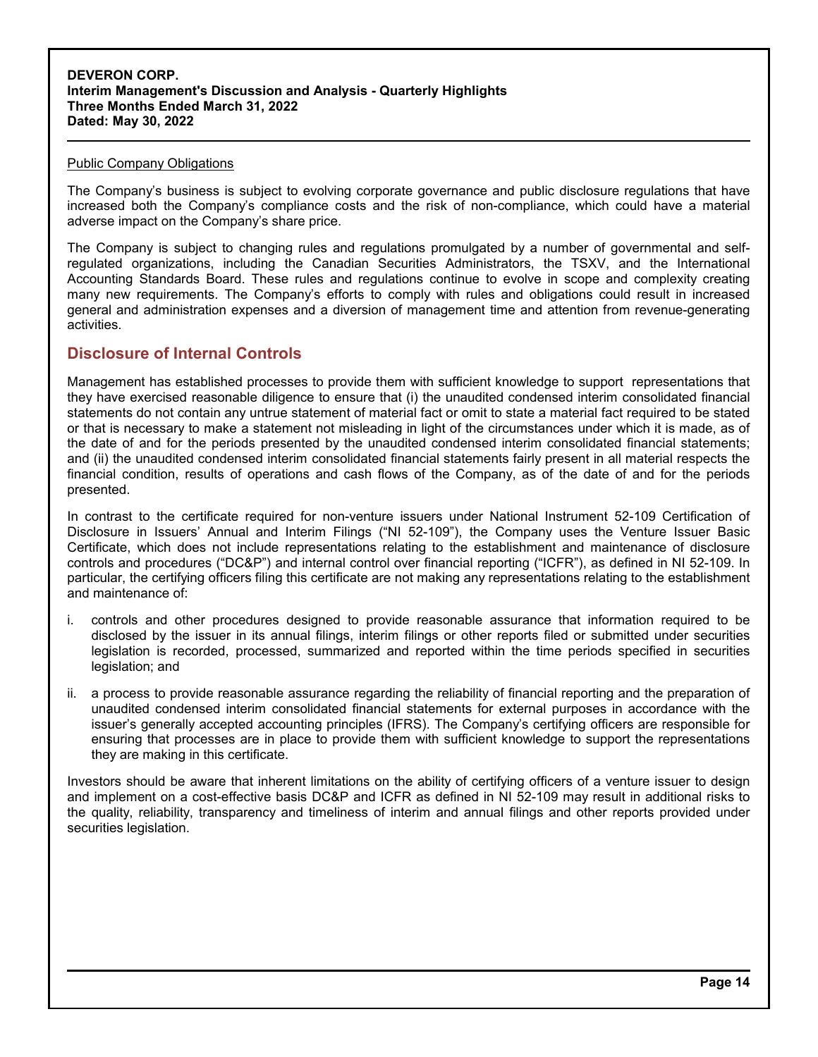Public Company Obligations

The Company's business is subject to evolving corporate governance and public disclosure regulations that have increased both the Company's compliance costs and the risk of non-compliance, which could have a material adverse impact on the Company's share price.

The Company is subject to changing rules and regulations promulgated by a number of governmental and self-regulated organizations, including the Canadian Securities Administrators, the TSXV, and the International Accounting Standards Board. These rules and regulations continue to evolve in scope and complexity creating many new requirements. The Company's efforts to comply with rules and obligations could result in increased general and administration expenses and a diversion of management time and attention from revenue-generating activities.

## Disclosure of Internal Controls

Management has established processes to provide them with sufficient knowledge to support representations that they have exercised reasonable diligence to ensure that (i) the unaudited condensed interim consolidated financial statements do not contain any untrue statement of material fact or omit to state a material fact required to be stated or that is necessary to make a statement not misleading in light of the circumstances under which it is made, as of the date of and for the periods presented by the unaudited condensed interim consolidated financial statements; and (ii) the unaudited condensed interim consolidated financial statements fairly present in all material respects the financial condition, results of operations and cash flows of the Company, as of the date of and for the periods presented.

In contrast to the certificate required for non-venture issuers under National Instrument 52-109 Certification of Disclosure in Issuers' Annual and Interim Filings ("NI 52-109"), the Company uses the Venture Issuer Basic Certificate, which does not include representations relating to the establishment and maintenance of disclosure controls and procedures ("DC&P") and internal control over financial reporting ("ICFR"), as defined in NI 52-109. In particular, the certifying officers filing this certificate are not making any representations relating to the establishment and maintenance of:

i. controls and other procedures designed to provide reasonable assurance that information required to be disclosed by the issuer in its annual filings, interim filings or other reports filed or submitted under securities legislation is recorded, processed, summarized and reported within the time periods specified in securities legislation; and

ii. a process to provide reasonable assurance regarding the reliability of financial reporting and the preparation of unaudited condensed interim consolidated financial statements for external purposes in accordance with the issuer's generally accepted accounting principles (IFRS). The Company's certifying officers are responsible for ensuring that processes are in place to provide them with sufficient knowledge to support the representations they are making in this certificate.

Investors should be aware that inherent limitations on the ability of certifying officers of a venture issuer to design and implement on a cost-effective basis DC&P and ICFR as defined in NI 52-109 may result in additional risks to the quality, reliability, transparency and timeliness of interim and annual filings and other reports provided under securities legislation.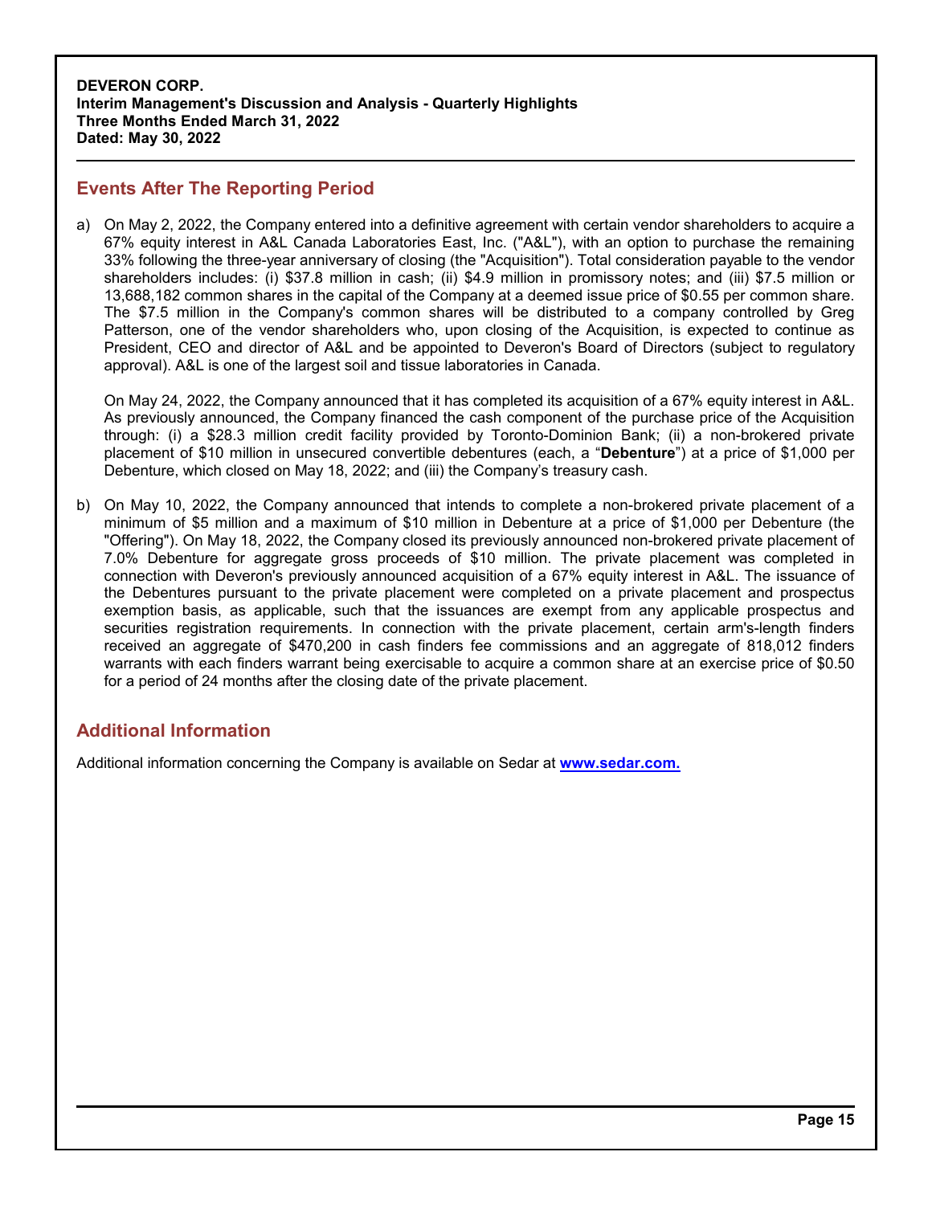## Events After The Reporting Period

a) On May 2, 2022, the Company entered into a definitive agreement with certain vendor shareholders to acquire a 67% equity interest in A&L Canada Laboratories East, Inc. ("A&L"), with an option to purchase the remaining 33% following the three-year anniversary of closing (the "Acquisition"). Total consideration payable to the vendor shareholders includes: (i) $37.8 million in cash; (ii) $4.9 million in promissory notes; and (iii) $7.5 million or 13,688,182 common shares in the capital of the Company at a deemed issue price of $0.55 per common share. The $7.5 million in the Company's common shares will be distributed to a company controlled by Greg Patterson, one of the vendor shareholders who, upon closing of the Acquisition, is expected to continue as President, CEO and director of A&L and be appointed to Deveron's Board of Directors (subject to regulatory approval). A&L is one of the largest soil and tissue laboratories in Canada.

   On May 24, 2022, the Company announced that it has completed its acquisition of a 67% equity interest in A&L. As previously announced, the Company financed the cash component of the purchase price of the Acquisition through: (i) a $28.3 million credit facility provided by Toronto-Dominion Bank; (ii) a non-brokered private placement of $10 million in unsecured convertible debentures (each, a "**Debenture**") at a price of $1,000 per Debenture, which closed on May 18, 2022; and (iii) the Company's treasury cash.

b) On May 10, 2022, the Company announced that intends to complete a non-brokered private placement of a minimum of $5 million and a maximum of $10 million in Debenture at a price of $1,000 per Debenture (the "Offering"). On May 18, 2022, the Company closed its previously announced non-brokered private placement of 7.0% Debenture for aggregate gross proceeds of $10 million. The private placement was completed in connection with Deveron's previously announced acquisition of a 67% equity interest in A&L. The issuance of the Debentures pursuant to the private placement were completed on a private placement and prospectus exemption basis, as applicable, such that the issuances are exempt from any applicable prospectus and securities registration requirements. In connection with the private placement, certain arm's-length finders received an aggregate of $470,200 in cash finders fee commissions and an aggregate of 818,012 finders warrants with each finders warrant being exercisable to acquire a common share at an exercise price of $0.50 for a period of 24 months after the closing date of the private placement.

## Additional Information

Additional information concerning the Company is available on Sedar at **www.sedar.com.**